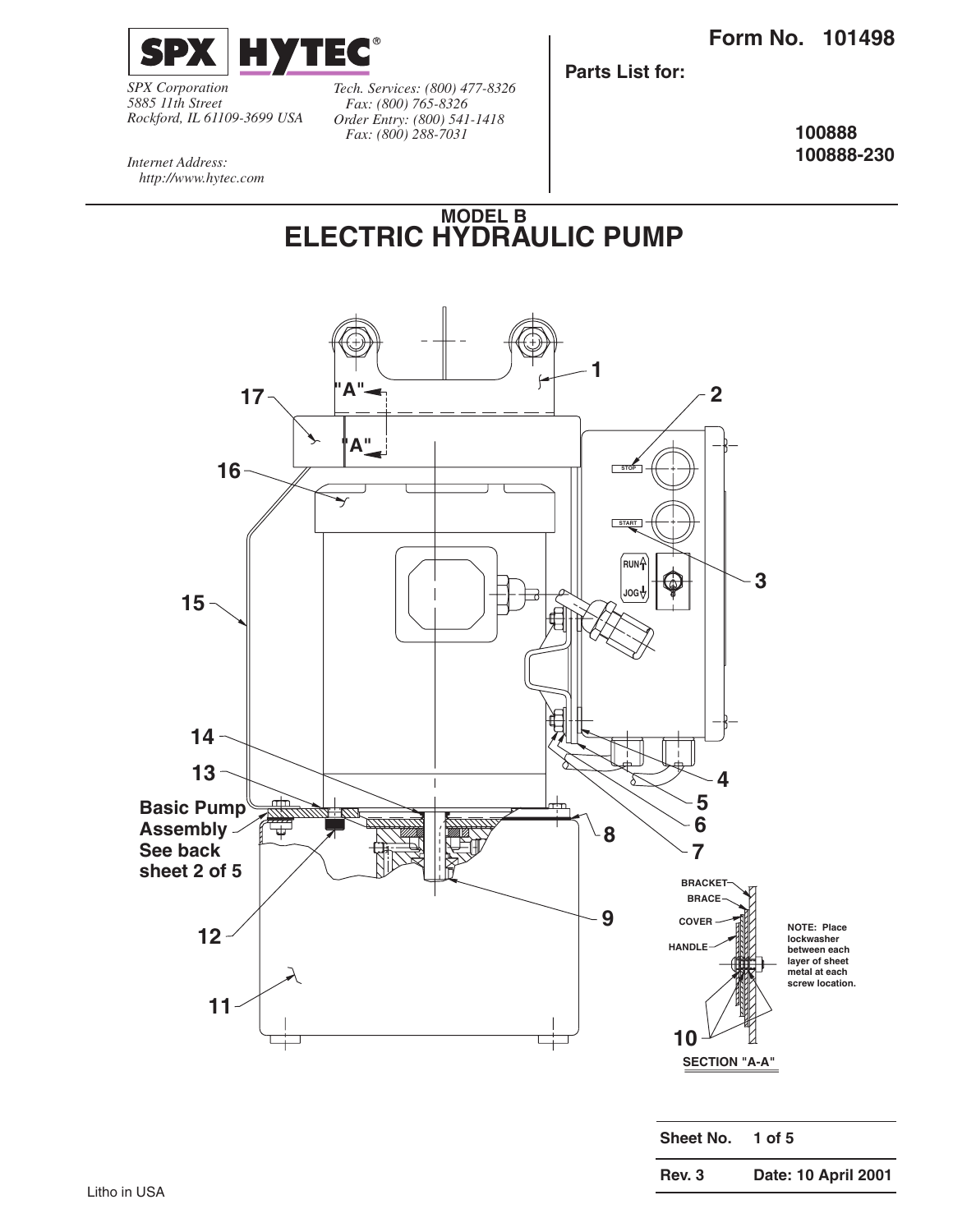**SPX HYTEC**®

*SPX Corporation*
*5885 11th Street*
*Rockford, IL 61109-3699 USA*

*Tech. Services: (800) 477-8326*
*Fax: (800) 765-8326*
*Order Entry: (800) 541-1418*
*Fax: (800) 288-7031*

*Internet Address:*
*http://www.hytec.com*

**Form No. 101498**

**Parts List for:**

**100888**
**100888-230**

# MODEL B
# ELECTRIC HYDRAULIC PUMP

**Basic Pump Assembly See back sheet 2 of 5**

BRACKET
BRACE
COVER
HANDLE

**NOTE: Place lockwasher between each layer of sheet metal at each screw location.**

**SECTION "A-A"**

| **Sheet No.** | **1 of 5** |
|---|---|
| **Rev. 3** | **Date: 10 April 2001** |

Litho in USA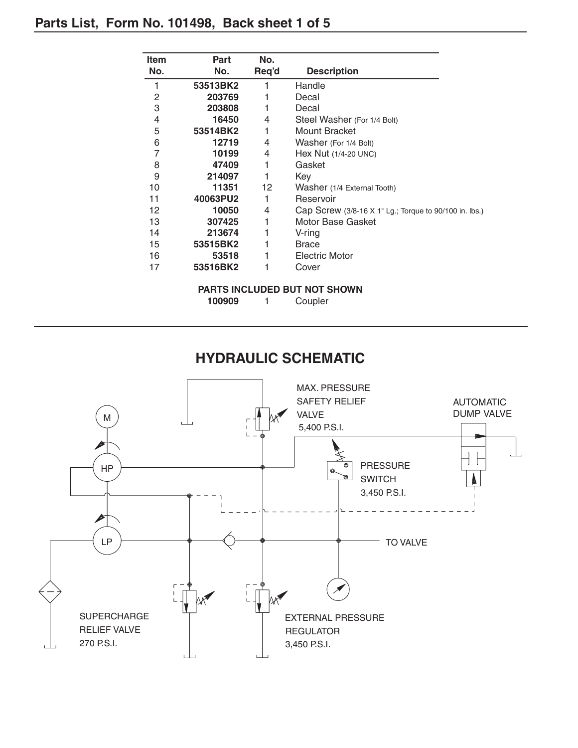## Parts List, Form No. 101498, Back sheet 1 of 5

| Item No. | Part No. | No. Req'd | Description |
|---|---|---|---|
| 1 | **53513BK2** | 1 | Handle |
| 2 | **203769** | 1 | Decal |
| 3 | **203808** | 1 | Decal |
| 4 | **16450** | 4 | Steel Washer (For 1/4 Bolt) |
| 5 | **53514BK2** | 1 | Mount Bracket |
| 6 | **12719** | 4 | Washer (For 1/4 Bolt) |
| 7 | **10199** | 4 | Hex Nut (1/4-20 UNC) |
| 8 | **47409** | 1 | Gasket |
| 9 | **214097** | 1 | Key |
| 10 | **11351** | 12 | Washer (1/4 External Tooth) |
| 11 | **40063PU2** | 1 | Reservoir |
| 12 | **10050** | 4 | Cap Screw (3/8-16 X 1" Lg.; Torque to 90/100 in. lbs.) |
| 13 | **307425** | 1 | Motor Base Gasket |
| 14 | **213674** | 1 | V-ring |
| 15 | **53515BK2** | 1 | Brace |
| 16 | **53518** | 1 | Electric Motor |
| 17 | **53516BK2** | 1 | Cover |

**PARTS INCLUDED BUT NOT SHOWN**

| Part No. | No. Req'd | Description |
|---|---|---|
| **100909** | 1 | Coupler |

## HYDRAULIC SCHEMATIC

M

HP

LP

MAX. PRESSURE SAFETY RELIEF VALVE 5,400 P.S.I.

AUTOMATIC DUMP VALVE

PRESSURE SWITCH 3,450 P.S.I.

TO VALVE

SUPERCHARGE RELIEF VALVE 270 P.S.I.

EXTERNAL PRESSURE REGULATOR 3,450 P.S.I.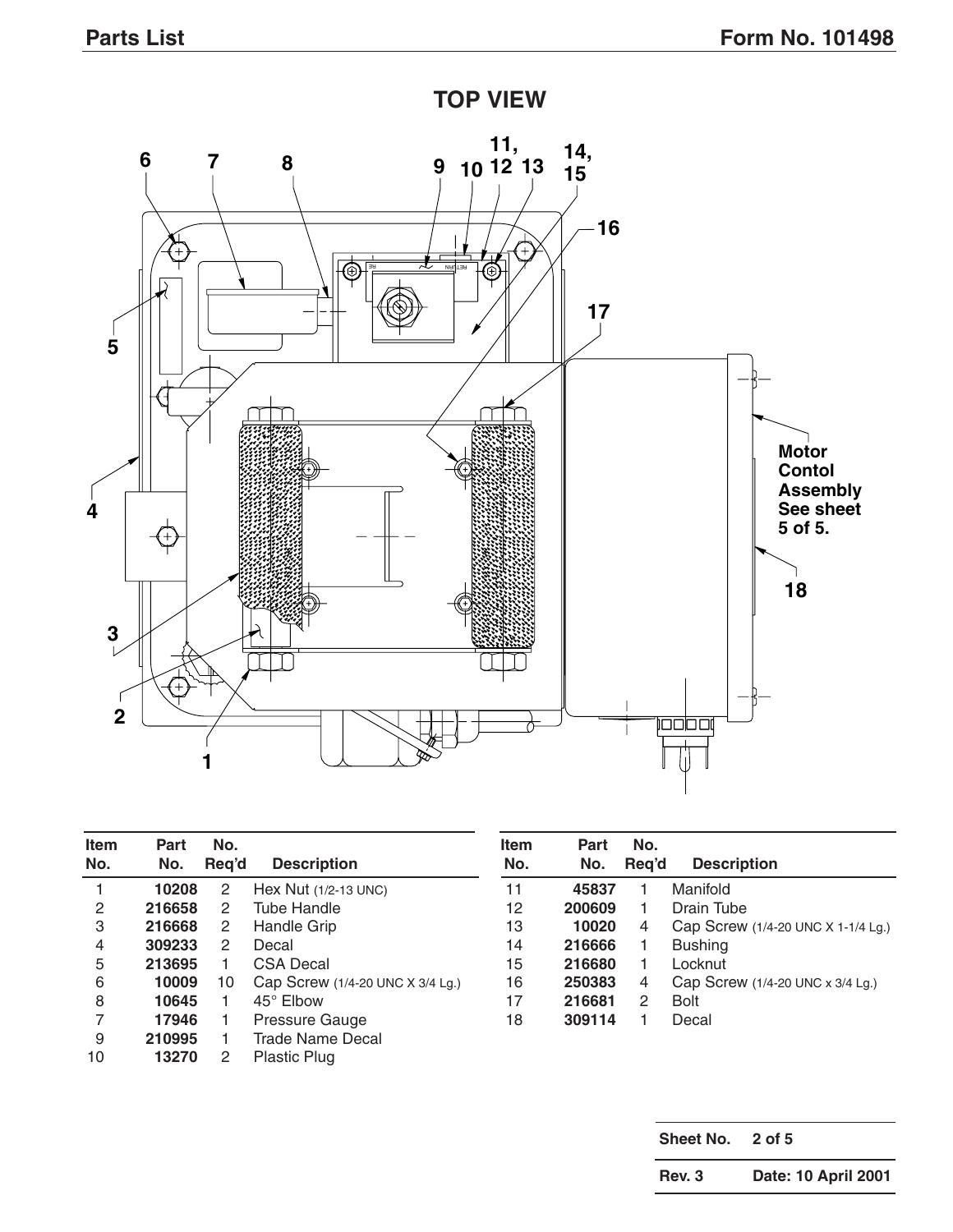## TOP VIEW

Motor Contol Assembly See sheet 5 of 5.

| Item No. | Part No. | No. Req'd | Description |
|---|---|---|---|
| 1 | 10208 | 2 | Hex Nut (1/2-13 UNC) |
| 2 | 216658 | 2 | Tube Handle |
| 3 | 216668 | 2 | Handle Grip |
| 4 | 309233 | 2 | Decal |
| 5 | 213695 | 1 | CSA Decal |
| 6 | 10009 | 10 | Cap Screw (1/4-20 UNC X 3/4 Lg.) |
| 8 | 10645 | 1 | 45° Elbow |
| 7 | 17946 | 1 | Pressure Gauge |
| 9 | 210995 | 1 | Trade Name Decal |
| 10 | 13270 | 2 | Plastic Plug |
| 11 | 45837 | 1 | Manifold |
| 12 | 200609 | 1 | Drain Tube |
| 13 | 10020 | 4 | Cap Screw (1/4-20 UNC X 1-1/4 Lg.) |
| 14 | 216666 | 1 | Bushing |
| 15 | 216680 | 1 | Locknut |
| 16 | 250383 | 4 | Cap Screw (1/4-20 UNC x 3/4 Lg.) |
| 17 | 216681 | 2 | Bolt |
| 18 | 309114 | 1 | Decal |

| Sheet No. | 2 of 5 |
|---|---|
| Rev. 3 | Date: 10 April 2001 |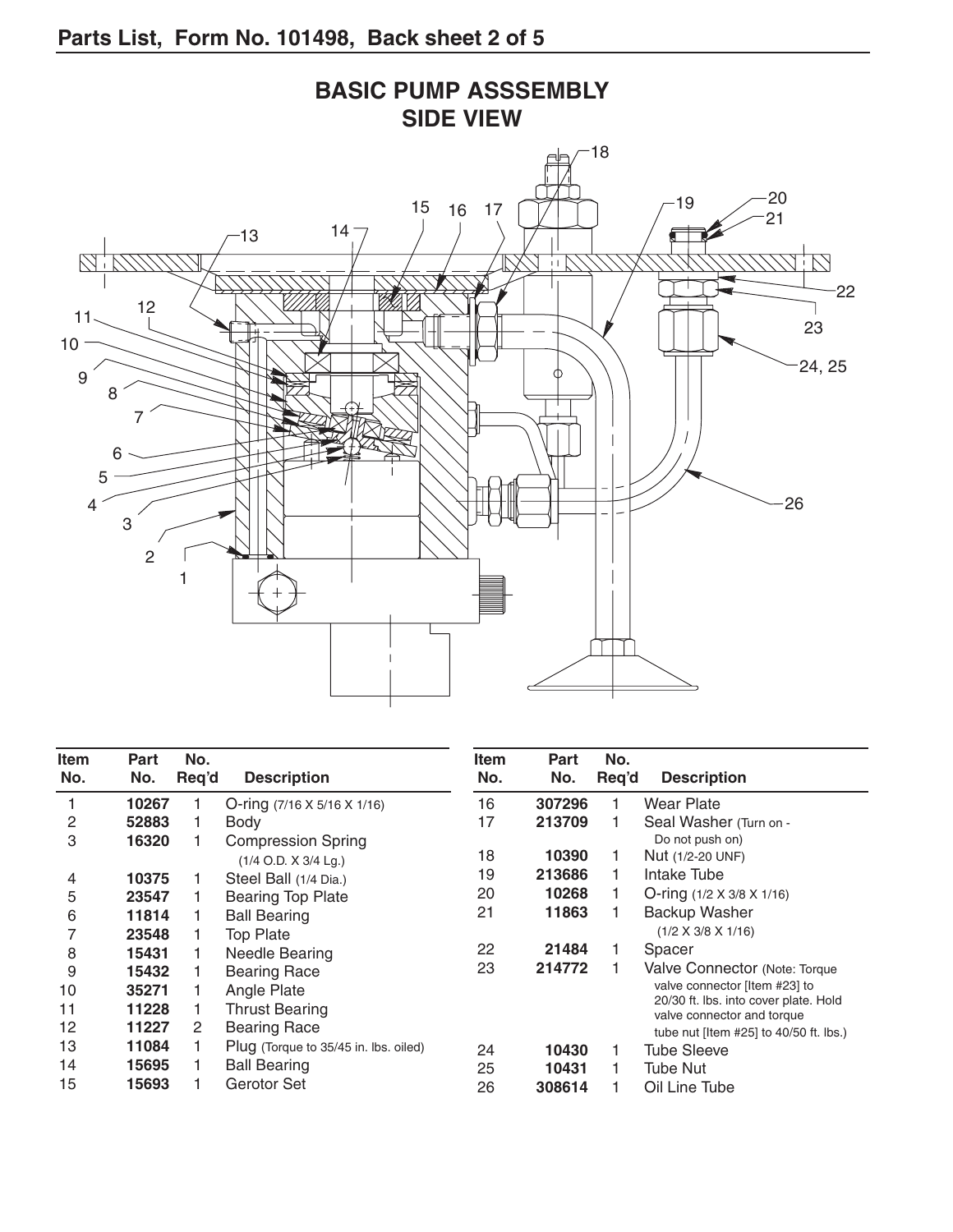# Parts List, Form No. 101498, Back sheet 2 of 5

## BASIC PUMP ASSSEMBLY SIDE VIEW

| Item No. | Part No. | No. Req'd | Description |
|---|---|---|---|
| 1 | 10267 | 1 | O-ring (7/16 X 5/16 X 1/16) |
| 2 | 52883 | 1 | Body |
| 3 | 16320 | 1 | Compression Spring (1/4 O.D. X 3/4 Lg.) |
| 4 | 10375 | 1 | Steel Ball (1/4 Dia.) |
| 5 | 23547 | 1 | Bearing Top Plate |
| 6 | 11814 | 1 | Ball Bearing |
| 7 | 23548 | 1 | Top Plate |
| 8 | 15431 | 1 | Needle Bearing |
| 9 | 15432 | 1 | Bearing Race |
| 10 | 35271 | 1 | Angle Plate |
| 11 | 11228 | 1 | Thrust Bearing |
| 12 | 11227 | 2 | Bearing Race |
| 13 | 11084 | 1 | Plug (Torque to 35/45 in. lbs. oiled) |
| 14 | 15695 | 1 | Ball Bearing |
| 15 | 15693 | 1 | Gerotor Set |
| 16 | 307296 | 1 | Wear Plate |
| 17 | 213709 | 1 | Seal Washer (Turn on - Do not push on) |
| 18 | 10390 | 1 | Nut (1/2-20 UNF) |
| 19 | 213686 | 1 | Intake Tube |
| 20 | 10268 | 1 | O-ring (1/2 X 3/8 X 1/16) |
| 21 | 11863 | 1 | Backup Washer (1/2 X 3/8 X 1/16) |
| 22 | 21484 | 1 | Spacer |
| 23 | 214772 | 1 | Valve Connector (Note: Torque valve connector [Item #23] to 20/30 ft. lbs. into cover plate. Hold valve connector and torque tube nut [Item #25] to 40/50 ft. lbs.) |
| 24 | 10430 | 1 | Tube Sleeve |
| 25 | 10431 | 1 | Tube Nut |
| 26 | 308614 | 1 | Oil Line Tube |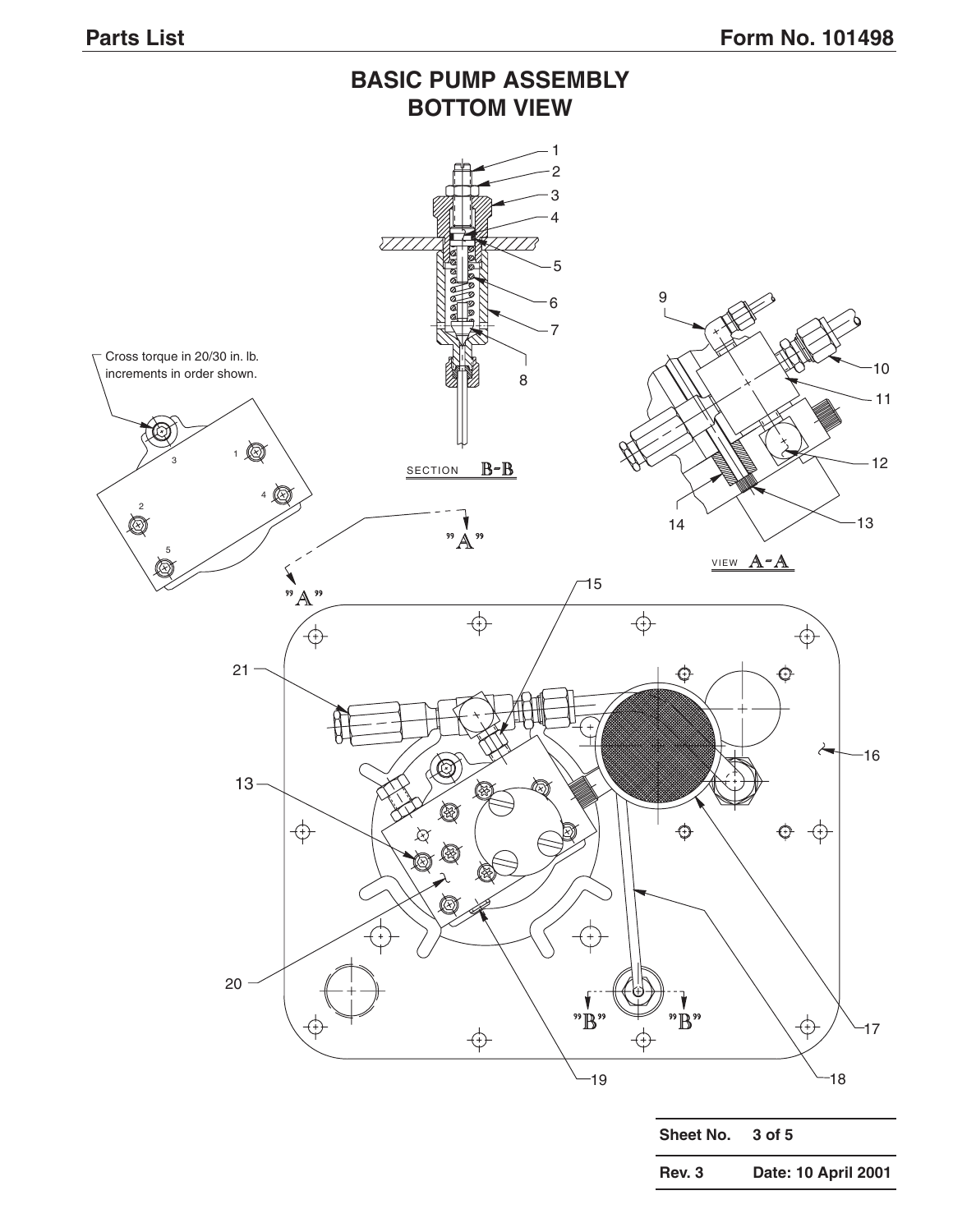# BASIC PUMP ASSEMBLY
# BOTTOM VIEW

Cross torque in 20/30 in. lb. increments in order shown.

SECTION B-B

VIEW A-A

| Sheet No. | 3 of 5 |
|---|---|
| Rev. 3 | Date: 10 April 2001 |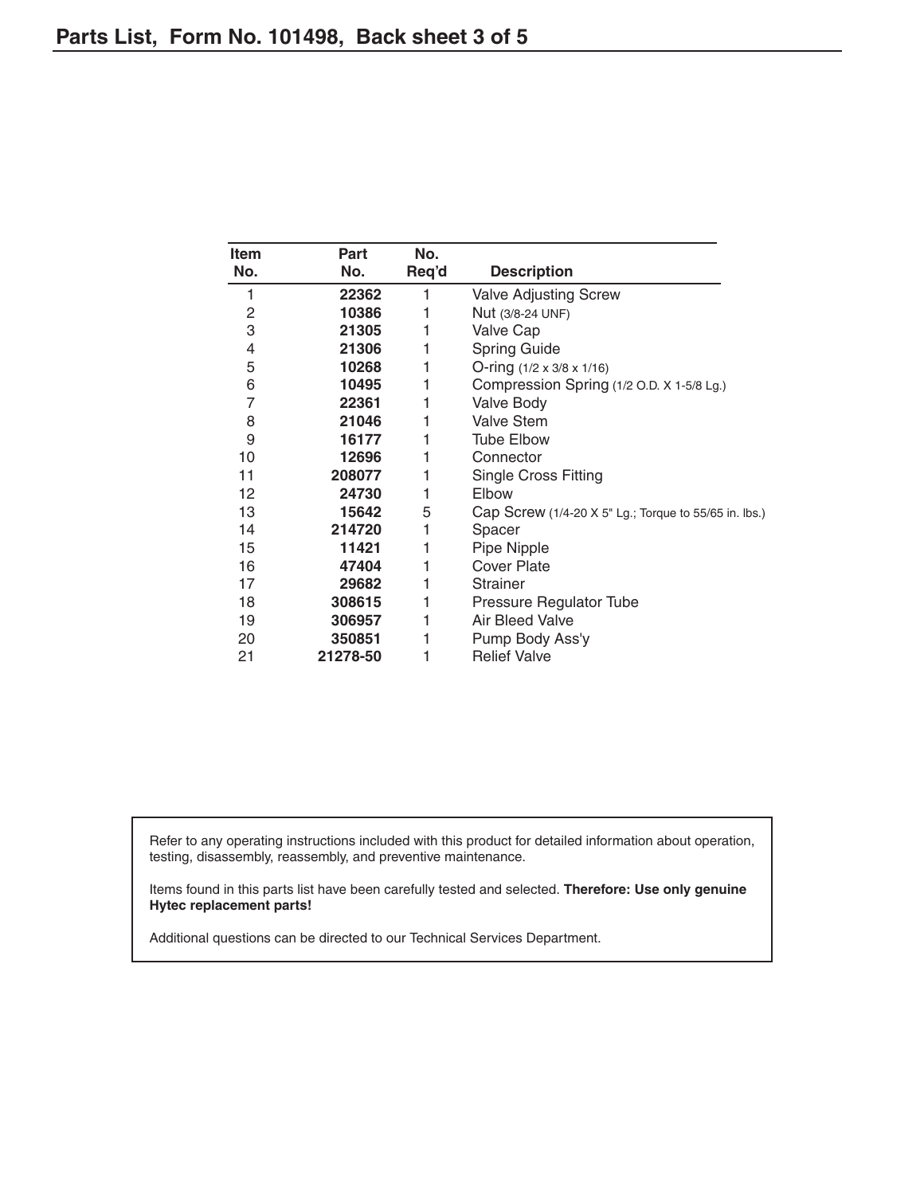## Parts List, Form No. 101498, Back sheet 3 of 5

| Item No. | Part No. | No. Req'd | Description |
|---|---|---|---|
| 1 | **22362** | 1 | Valve Adjusting Screw |
| 2 | **10386** | 1 | Nut (3/8-24 UNF) |
| 3 | **21305** | 1 | Valve Cap |
| 4 | **21306** | 1 | Spring Guide |
| 5 | **10268** | 1 | O-ring (1/2 x 3/8 x 1/16) |
| 6 | **10495** | 1 | Compression Spring (1/2 O.D. X 1-5/8 Lg.) |
| 7 | **22361** | 1 | Valve Body |
| 8 | **21046** | 1 | Valve Stem |
| 9 | **16177** | 1 | Tube Elbow |
| 10 | **12696** | 1 | Connector |
| 11 | **208077** | 1 | Single Cross Fitting |
| 12 | **24730** | 1 | Elbow |
| 13 | **15642** | 5 | Cap Screw (1/4-20 X 5" Lg.; Torque to 55/65 in. lbs.) |
| 14 | **214720** | 1 | Spacer |
| 15 | **11421** | 1 | Pipe Nipple |
| 16 | **47404** | 1 | Cover Plate |
| 17 | **29682** | 1 | Strainer |
| 18 | **308615** | 1 | Pressure Regulator Tube |
| 19 | **306957** | 1 | Air Bleed Valve |
| 20 | **350851** | 1 | Pump Body Ass'y |
| 21 | **21278-50** | 1 | Relief Valve |

Refer to any operating instructions included with this product for detailed information about operation, testing, disassembly, reassembly, and preventive maintenance.

Items found in this parts list have been carefully tested and selected. **Therefore: Use only genuine Hytec replacement parts!**

Additional questions can be directed to our Technical Services Department.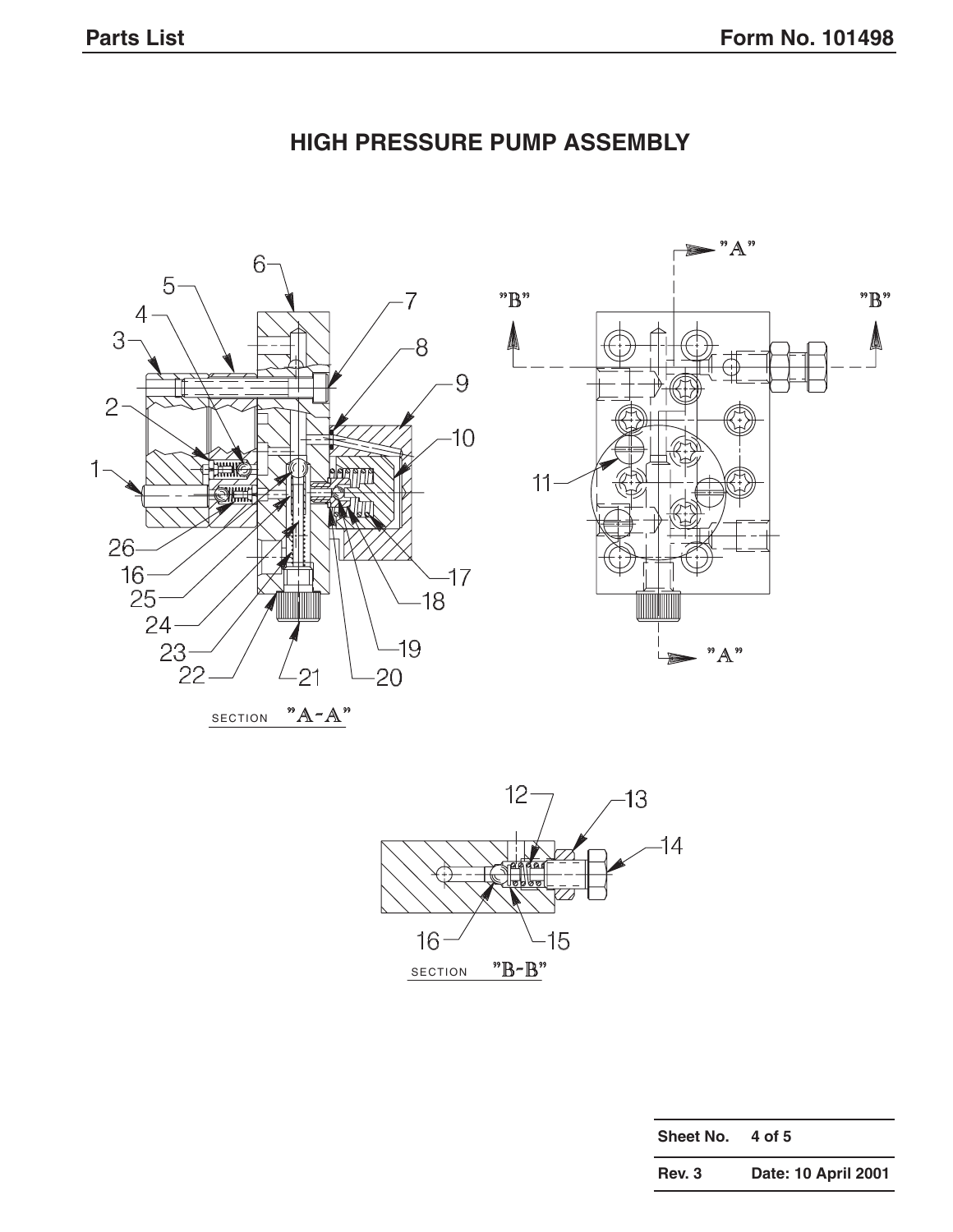# HIGH PRESSURE PUMP ASSEMBLY

SECTION "A-A"

SECTION "B-B"

| Sheet No. | 4 of 5 |
| --- | --- |
| Rev. 3 | Date: 10 April 2001 |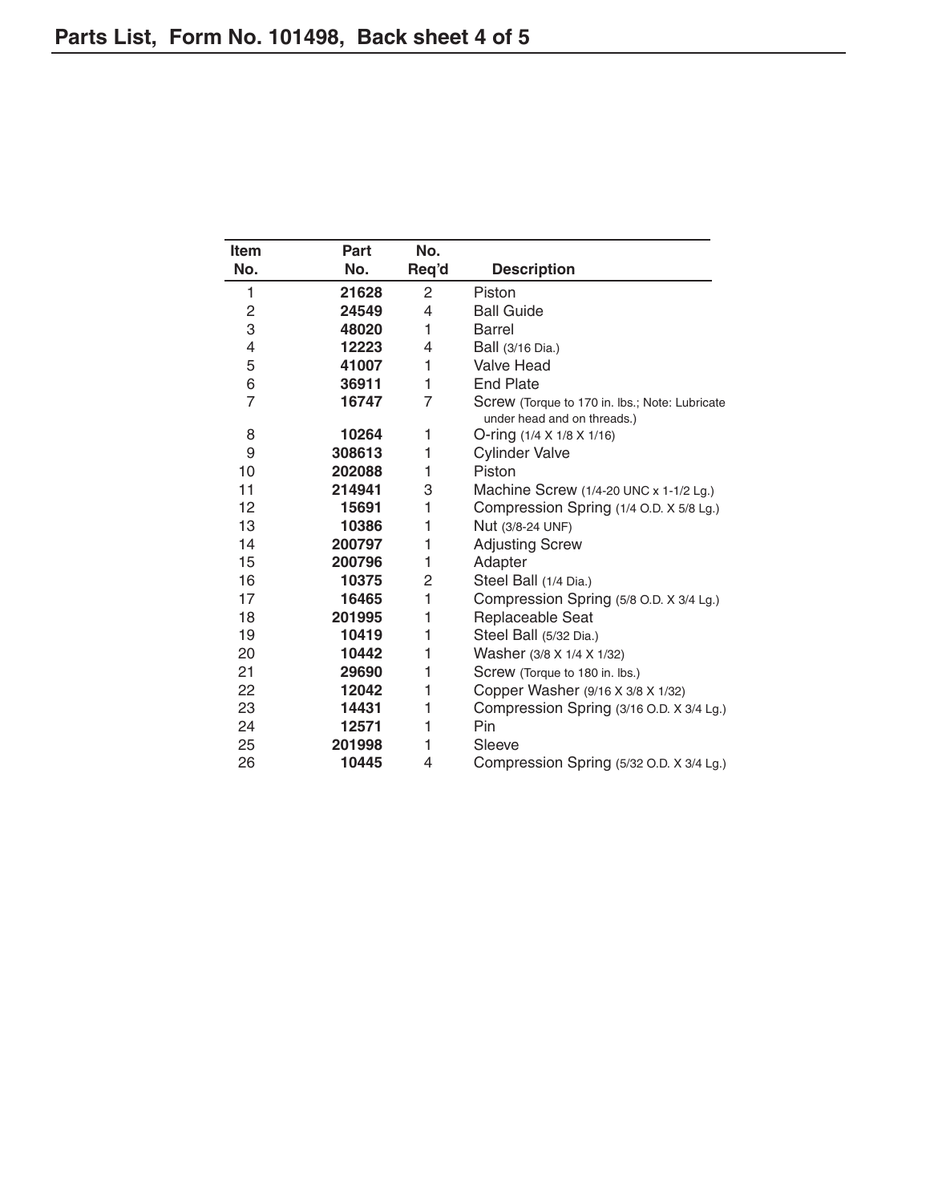## Parts List, Form No. 101498, Back sheet 4 of 5

| Item No. | Part No. | No. Req'd | Description |
|---|---|---|---|
| 1 | **21628** | 2 | Piston |
| 2 | **24549** | 4 | Ball Guide |
| 3 | **48020** | 1 | Barrel |
| 4 | **12223** | 4 | Ball (3/16 Dia.) |
| 5 | **41007** | 1 | Valve Head |
| 6 | **36911** | 1 | End Plate |
| 7 | **16747** | 7 | Screw (Torque to 170 in. lbs.; Note: Lubricate under head and on threads.) |
| 8 | **10264** | 1 | O-ring (1/4 X 1/8 X 1/16) |
| 9 | **308613** | 1 | Cylinder Valve |
| 10 | **202088** | 1 | Piston |
| 11 | **214941** | 3 | Machine Screw (1/4-20 UNC x 1-1/2 Lg.) |
| 12 | **15691** | 1 | Compression Spring (1/4 O.D. X 5/8 Lg.) |
| 13 | **10386** | 1 | Nut (3/8-24 UNF) |
| 14 | **200797** | 1 | Adjusting Screw |
| 15 | **200796** | 1 | Adapter |
| 16 | **10375** | 2 | Steel Ball (1/4 Dia.) |
| 17 | **16465** | 1 | Compression Spring (5/8 O.D. X 3/4 Lg.) |
| 18 | **201995** | 1 | Replaceable Seat |
| 19 | **10419** | 1 | Steel Ball (5/32 Dia.) |
| 20 | **10442** | 1 | Washer (3/8 X 1/4 X 1/32) |
| 21 | **29690** | 1 | Screw (Torque to 180 in. lbs.) |
| 22 | **12042** | 1 | Copper Washer (9/16 X 3/8 X 1/32) |
| 23 | **14431** | 1 | Compression Spring (3/16 O.D. X 3/4 Lg.) |
| 24 | **12571** | 1 | Pin |
| 25 | **201998** | 1 | Sleeve |
| 26 | **10445** | 4 | Compression Spring (5/32 O.D. X 3/4 Lg.) |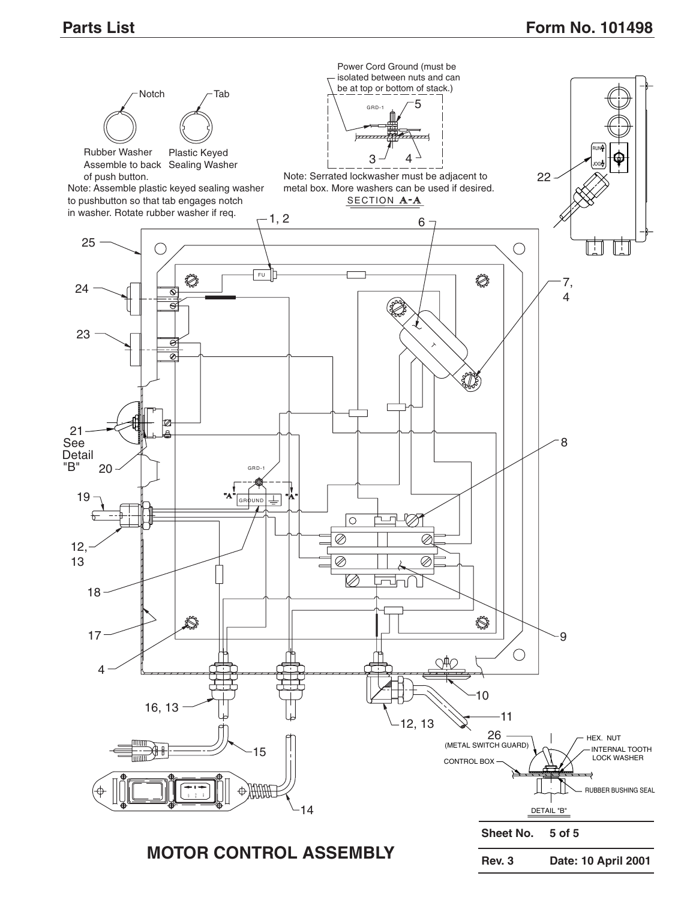## MOTOR CONTROL ASSEMBLY

Rubber Washer Assemble to back of push button.

Plastic Keyed Sealing Washer

Notch

Tab

Note: Assemble plastic keyed sealing washer to pushbutton so that tab engages notch in washer. Rotate rubber washer if req.

Power Cord Ground (must be isolated between nuts and can be at top or bottom of stack.)

Note: Serrated lockwasher must be adjacent to metal box. More washers can be used if desired.

SECTION A-A

DETAIL "B"

26 (METAL SWITCH GUARD)

CONTROL BOX

HEX. NUT

INTERNAL TOOTH LOCK WASHER

RUBBER BUSHING SEAL

21 See Detail "B"

| Sheet No. | 5 of 5 |
|---|---|
| Rev. 3 | Date: 10 April 2001 |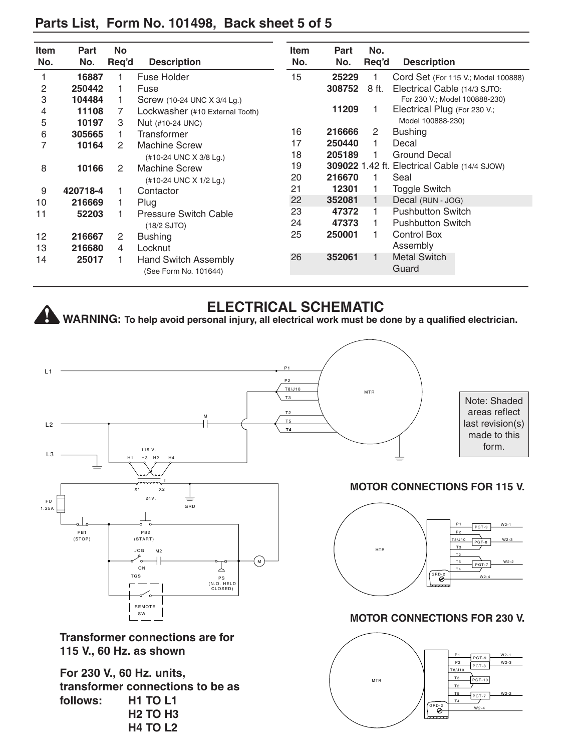## Parts List, Form No. 101498, Back sheet 5 of 5

| Item No. | Part No. | No Req'd | Description |
|---|---|---|---|
| 1 | 16887 | 1 | Fuse Holder |
| 2 | 250442 | 1 | Fuse |
| 3 | 104484 | 1 | Screw (10-24 UNC X 3/4 Lg.) |
| 4 | 11108 | 7 | Lockwasher (#10 External Tooth) |
| 5 | 10197 | 3 | Nut (#10-24 UNC) |
| 6 | 305665 | 1 | Transformer |
| 7 | 10164 | 2 | Machine Screw (#10-24 UNC X 3/8 Lg.) |
| 8 | 10166 | 2 | Machine Screw (#10-24 UNC X 1/2 Lg.) |
| 9 | 420718-4 | 1 | Contactor |
| 10 | 216669 | 1 | Plug |
| 11 | 52203 | 1 | Pressure Switch Cable (18/2 SJTO) |
| 12 | 216667 | 2 | Bushing |
| 13 | 216680 | 4 | Locknut |
| 14 | 25017 | 1 | Hand Switch Assembly (See Form No. 101644) |
| 15 | 25229 | 1 | Cord Set (For 115 V.; Model 100888) |
| | 308752 | 8 ft. | Electrical Cable (14/3 SJTO: For 230 V.; Model 100888-230) |
| | 11209 | 1 | Electrical Plug (For 230 V.; Model 100888-230) |
| 16 | 216666 | 2 | Bushing |
| 17 | 250440 | 1 | Decal |
| 18 | 205189 | 1 | Ground Decal |
| 19 | 309022 | 1.42 ft. | Electrical Cable (14/4 SJOW) |
| 20 | 216670 | 1 | Seal |
| 21 | 12301 | 1 | Toggle Switch |
| 22 | 352081 | 1 | Decal (RUN - JOG) |
| 23 | 47372 | 1 | Pushbutton Switch |
| 24 | 47373 | 1 | Pushbutton Switch |
| 25 | 250001 | 1 | Control Box Assembly |
| 26 | 352061 | 1 | Metal Switch Guard |

## ELECTRICAL SCHEMATIC

**WARNING: To help avoid personal injury, all electrical work must be done by a qualified electrician.**

L1
L2
L3
P1
P2
T8/J10
T3
T2
T5
T4
MTR
M
115 V.
H1 H3 H2 H4
T
X1 X2
24V.
GRD
FU
1.25A
PB1
(STOP)
PB2
(START)
JOG M2
ON
TGS
M
PS
(N.O. HELD CLOSED)
REMOTE SW

Note: Shaded areas reflect last revision(s) made to this form.

**MOTOR CONNECTIONS FOR 115 V.**

MTR
P1
P2
T8/J10
T3
T2
T5
T4
PGT-9
PGT-8
PGT-7
W2-1
W2-3
W2-2
W2-4
GRD-2

**MOTOR CONNECTIONS FOR 230 V.**

MTR
P1
P2
T8/J10
T3
T2
T5
T4
PGT-9
PGT-8
PGT-10
PGT-7
W2-1
W2-3
W2-2
W2-4
GRD-2

**Transformer connections are for 115 V., 60 Hz. as shown**

**For 230 V., 60 Hz. units, transformer connections to be as follows:**
**H1 TO L1**
**H2 TO H3**
**H4 TO L2**